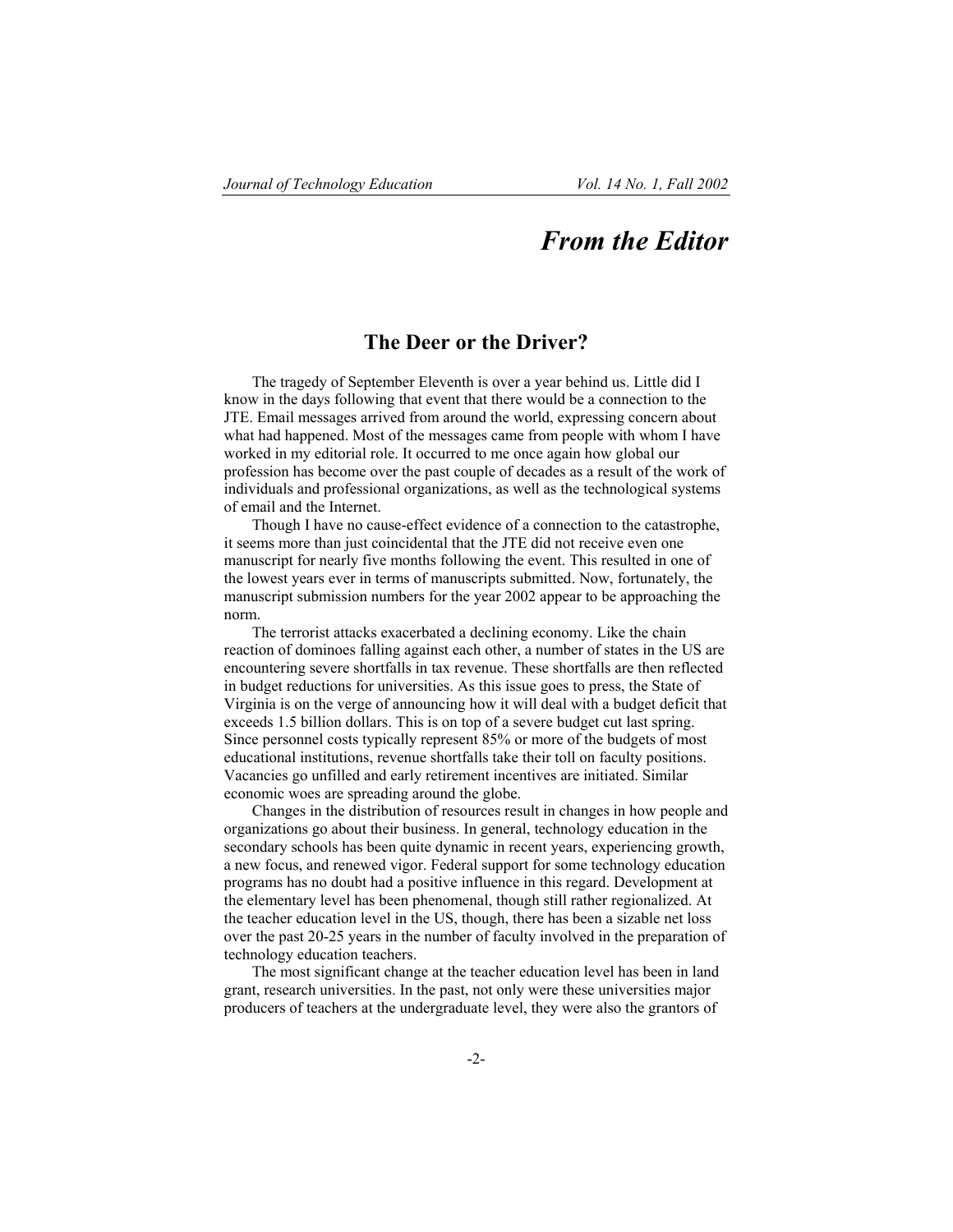# From the Editor

## The Deer or the Driver?

The tragedy of September Eleventh is over a year behind us. Little did I know in the days following that event that there would be a connection to the JTE. Email messages arrived from around the world, expressing concern about what had happened. Most of the messages came from people with whom I have worked in my editorial role. It occurred to me once again how global our profession has become over the past couple of decades as a result of the work of individuals and professional organizations, as well as the technological systems of email and the Internet.

Though I have no cause-effect evidence of a connection to the catastrophe, it seems more than just coincidental that the JTE did not receive even one manuscript for nearly five months following the event. This resulted in one of the lowest years ever in terms of manuscripts submitted. Now, fortunately, the manuscript submission numbers for the year 2002 appear to be approaching the norm.

The terrorist attacks exacerbated a declining economy. Like the chain reaction of dominoes falling against each other, a number of states in the US are encountering severe shortfalls in tax revenue. These shortfalls are then reflected in budget reductions for universities. As this issue goes to press, the State of Virginia is on the verge of announcing how it will deal with a budget deficit that exceeds 1.5 billion dollars. This is on top of a severe budget cut last spring. Since personnel costs typically represent 85% or more of the budgets of most educational institutions, revenue shortfalls take their toll on faculty positions. Vacancies go unfilled and early retirement incentives are initiated. Similar economic woes are spreading around the globe.

Changes in the distribution of resources result in changes in how people and organizations go about their business. In general, technology education in the secondary schools has been quite dynamic in recent years, experiencing growth, a new focus, and renewed vigor. Federal support for some technology education programs has no doubt had a positive influence in this regard. Development at the elementary level has been phenomenal, though still rather regionalized. At the teacher education level in the US, though, there has been a sizable net loss over the past 20-25 years in the number of faculty involved in the preparation of technology education teachers.

The most significant change at the teacher education level has been in land grant, research universities. In the past, not only were these universities major producers of teachers at the undergraduate level, they were also the grantors of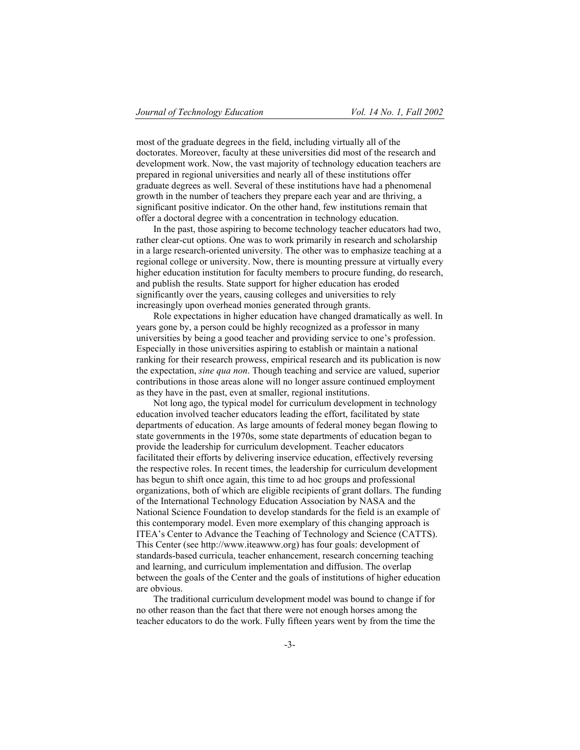most of the graduate degrees in the field, including virtually all of the doctorates. Moreover, faculty at these universities did most of the research and development work. Now, the vast majority of technology education teachers are prepared in regional universities and nearly all of these institutions offer graduate degrees as well. Several of these institutions have had a phenomenal growth in the number of teachers they prepare each year and are thriving, a significant positive indicator. On the other hand, few institutions remain that offer a doctoral degree with a concentration in technology education.

In the past, those aspiring to become technology teacher educators had two, rather clear-cut options. One was to work primarily in research and scholarship in a large research-oriented university. The other was to emphasize teaching at a regional college or university. Now, there is mounting pressure at virtually every higher education institution for faculty members to procure funding, do research, and publish the results. State support for higher education has eroded significantly over the years, causing colleges and universities to rely increasingly upon overhead monies generated through grants.

Role expectations in higher education have changed dramatically as well. In years gone by, a person could be highly recognized as a professor in many universities by being a good teacher and providing service to one's profession. Especially in those universities aspiring to establish or maintain a national ranking for their research prowess, empirical research and its publication is now the expectation, *sine qua non*. Though teaching and service are valued, superior contributions in those areas alone will no longer assure continued employment as they have in the past, even at smaller, regional institutions.

Not long ago, the typical model for curriculum development in technology education involved teacher educators leading the effort, facilitated by state departments of education. As large amounts of federal money began flowing to state governments in the 1970s, some state departments of education began to provide the leadership for curriculum development. Teacher educators facilitated their efforts by delivering inservice education, effectively reversing the respective roles. In recent times, the leadership for curriculum development has begun to shift once again, this time to ad hoc groups and professional organizations, both of which are eligible recipients of grant dollars. The funding of the International Technology Education Association by NASA and the National Science Foundation to develop standards for the field is an example of this contemporary model. Even more exemplary of this changing approach is ITEA's Center to Advance the Teaching of Technology and Science (CATTS). This Center (see http://www.iteawww.org) has four goals: development of standards-based curricula, teacher enhancement, research concerning teaching and learning, and curriculum implementation and diffusion. The overlap between the goals of the Center and the goals of institutions of higher education are obvious.

The traditional curriculum development model was bound to change if for no other reason than the fact that there were not enough horses among the teacher educators to do the work. Fully fifteen years went by from the time the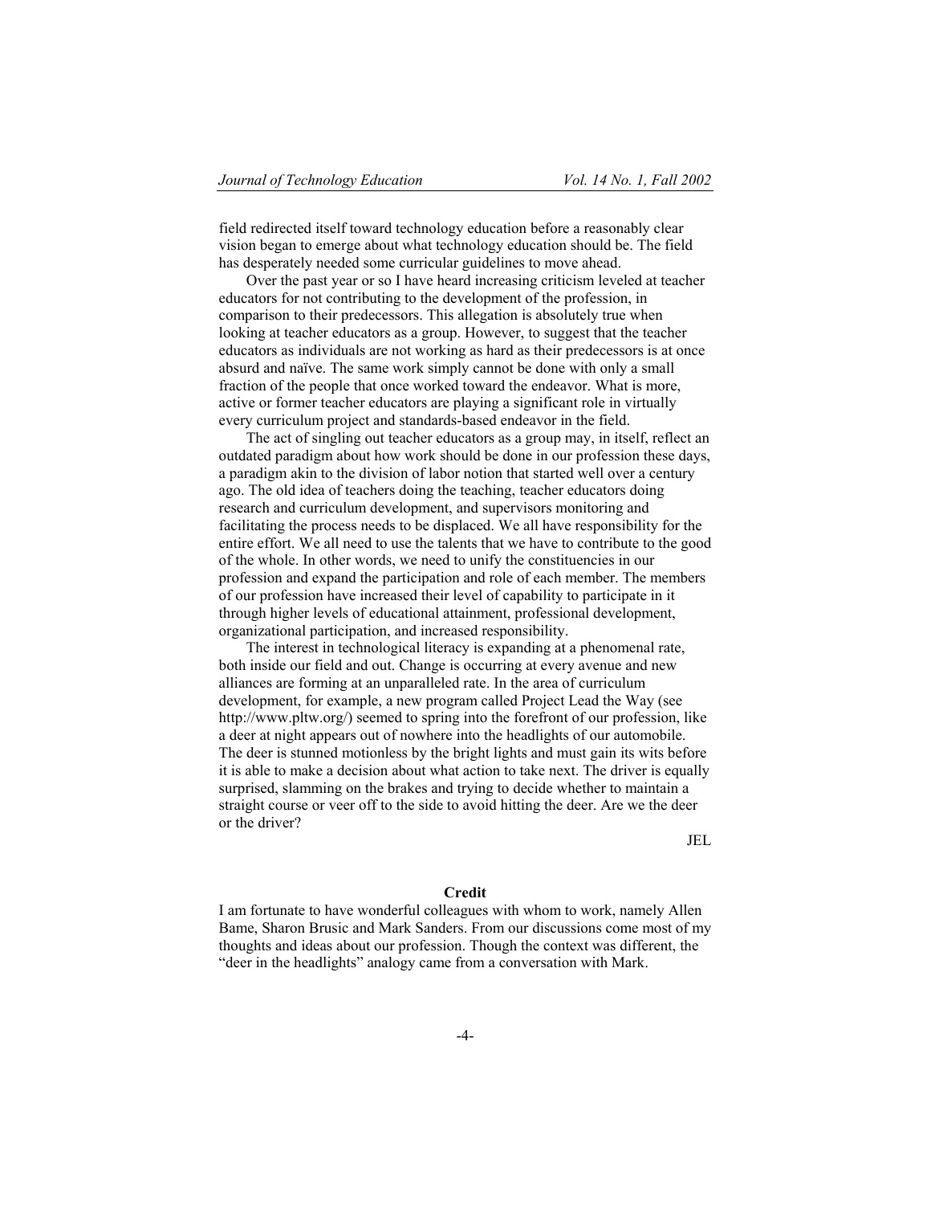field redirected itself toward technology education before a reasonably clear vision began to emerge about what technology education should be. The field has desperately needed some curricular guidelines to move ahead.

Over the past year or so I have heard increasing criticism leveled at teacher educators for not contributing to the development of the profession, in comparison to their predecessors. This allegation is absolutely true when looking at teacher educators as a group. However, to suggest that the teacher educators as individuals are not working as hard as their predecessors is at once absurd and naïve. The same work simply cannot be done with only a small fraction of the people that once worked toward the endeavor. What is more, active or former teacher educators are playing a significant role in virtually every curriculum project and standards-based endeavor in the field.

The act of singling out teacher educators as a group may, in itself, reflect an outdated paradigm about how work should be done in our profession these days, a paradigm akin to the division of labor notion that started well over a century ago. The old idea of teachers doing the teaching, teacher educators doing research and curriculum development, and supervisors monitoring and facilitating the process needs to be displaced. We all have responsibility for the entire effort. We all need to use the talents that we have to contribute to the good of the whole. In other words, we need to unify the constituencies in our profession and expand the participation and role of each member. The members of our profession have increased their level of capability to participate in it through higher levels of educational attainment, professional development, organizational participation, and increased responsibility.

The interest in technological literacy is expanding at a phenomenal rate, both inside our field and out. Change is occurring at every avenue and new alliances are forming at an unparalleled rate. In the area of curriculum development, for example, a new program called Project Lead the Way (see http://www.pltw.org/) seemed to spring into the forefront of our profession, like a deer at night appears out of nowhere into the headlights of our automobile. The deer is stunned motionless by the bright lights and must gain its wits before it is able to make a decision about what action to take next. The driver is equally surprised, slamming on the brakes and trying to decide whether to maintain a straight course or veer off to the side to avoid hitting the deer. Are we the deer or the driver?

JEL

## Credit

I am fortunate to have wonderful colleagues with whom to work, namely Allen Bame, Sharon Brusic and Mark Sanders. From our discussions come most of my thoughts and ideas about our profession. Though the context was different, the "deer in the headlights" analogy came from a conversation with Mark.